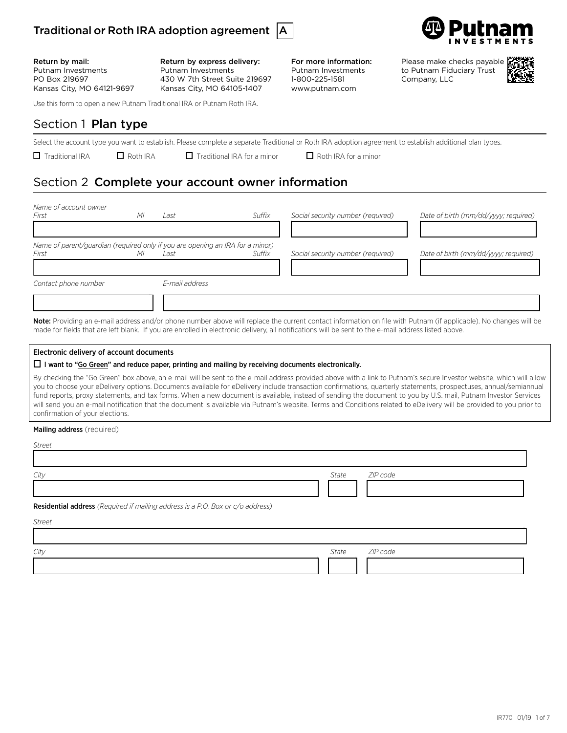# Traditional or Roth IRA adoption agreement A

**Return by mail:**
Putnam Investments
PO Box 219697
Kansas City, MO 64121-9697

**Return by express delivery:**
Putnam Investments
430 W 7th Street Suite 219697
Kansas City, MO 64105-1407

**For more information:**
Putnam Investments
1-800-225-1581
www.putnam.com

Please make checks payable to Putnam Fiduciary Trust Company, LLC

Use this form to open a new Putnam Traditional IRA or Putnam Roth IRA.

## Section 1 Plan type

Select the account type you want to establish. Please complete a separate Traditional or Roth IRA adoption agreement to establish additional plan types.

☐ Traditional IRA ☐ Roth IRA ☐ Traditional IRA for a minor ☐ Roth IRA for a minor

## Section 2 Complete your account owner information

*Name of account owner*

| *First* | *MI* | *Last* | *Suffix* | *Social security number (required)* | *Date of birth (mm/dd/yyyy; required)* |
|---|---|---|---|---|---|
| | | | | | |

*Name of parent/guardian (required only if you are opening an IRA for a minor)*

| *First* | *MI* | *Last* | *Suffix* | *Social security number (required)* | *Date of birth (mm/dd/yyyy; required)* |
|---|---|---|---|---|---|
| | | | | | |

| *Contact phone number* | *E-mail address* |
|---|---|
| | |

**Note:** Providing an e-mail address and/or phone number above will replace the current contact information on file with Putnam (if applicable). No changes will be made for fields that are left blank. If you are enrolled in electronic delivery, all notifications will be sent to the e-mail address listed above.

**Electronic delivery of account documents**

☐ **I want to "Go Green" and reduce paper, printing and mailing by receiving documents electronically.**

By checking the "Go Green" box above, an e-mail will be sent to the e-mail address provided above with a link to Putnam's secure Investor website, which will allow you to choose your eDelivery options. Documents available for eDelivery include transaction confirmations, quarterly statements, prospectuses, annual/semiannual fund reports, proxy statements, and tax forms. When a new document is available, instead of sending the document to you by U.S. mail, Putnam Investor Services will send you an e-mail notification that the document is available via Putnam's website. Terms and Conditions related to eDelivery will be provided to you prior to confirmation of your elections.

**Mailing address** (required)

*Street*

| *City* | *State* | *ZIP code* |
|---|---|---|
| | | |

**Residential address** *(Required if mailing address is a P.O. Box or c/o address)*

*Street*

| *City* | *State* | *ZIP code* |
|---|---|---|
| | | |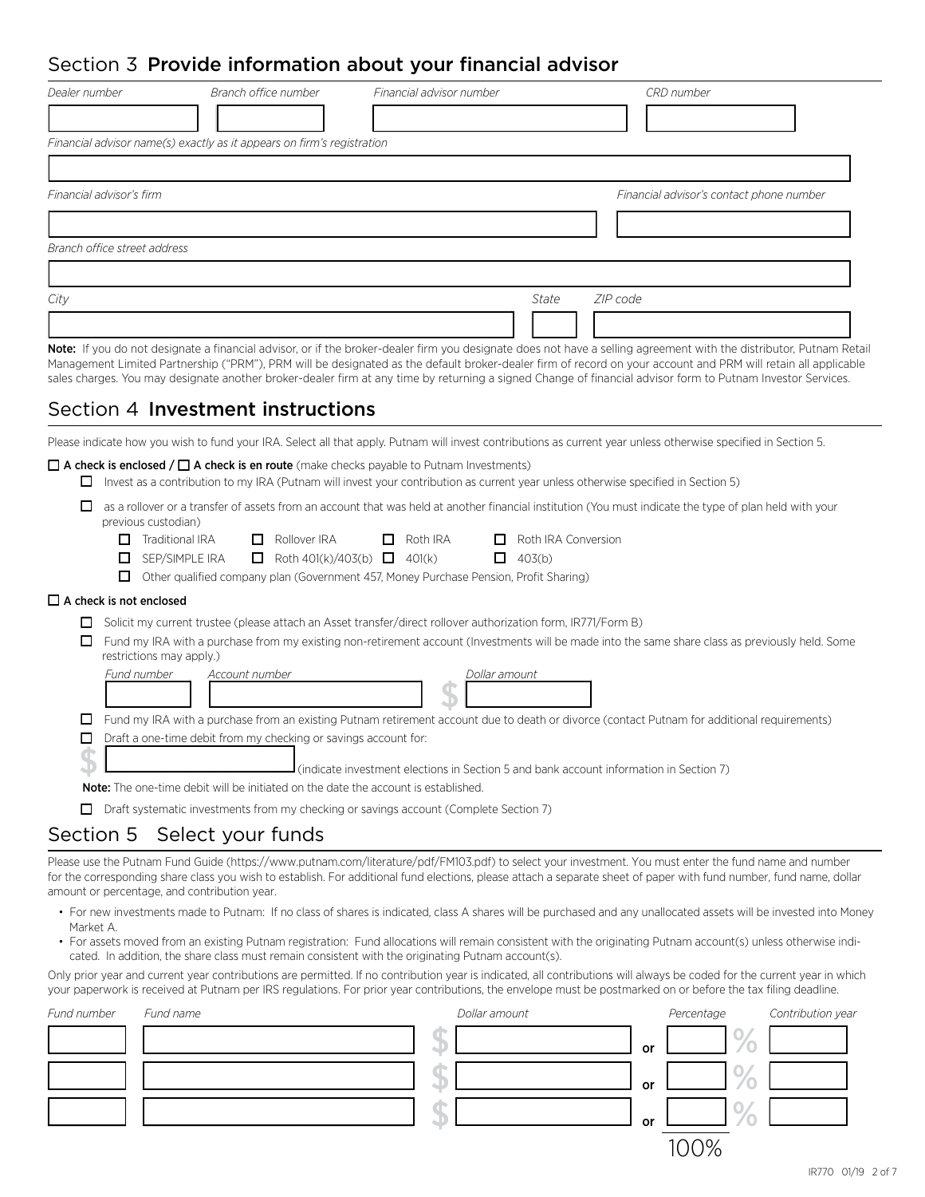## Section 3 **Provide information about your financial advisor**

| *Dealer number* | *Branch office number* | *Financial advisor number* | *CRD number* |
|---|---|---|---|
| | | | |

*Financial advisor name(s) exactly as it appears on firm's registration*

| *Financial advisor's firm* | *Financial advisor's contact phone number* |
|---|---|
| | |

*Branch office street address*

| *City* | *State* | *ZIP code* |
|---|---|---|
| | | |

**Note:** If you do not designate a financial advisor, or if the broker-dealer firm you designate does not have a selling agreement with the distributor, Putnam Retail Management Limited Partnership ("PRM"), PRM will be designated as the default broker-dealer firm of record on your account and PRM will retain all applicable sales charges. You may designate another broker-dealer firm at any time by returning a signed Change of financial advisor form to Putnam Investor Services.

## Section 4 **Investment instructions**

Please indicate how you wish to fund your IRA. Select all that apply. Putnam will invest contributions as current year unless otherwise specified in Section 5.

☐ **A check is enclosed /** ☐ **A check is en route** (make checks payable to Putnam Investments)

- ☐ Invest as a contribution to my IRA (Putnam will invest your contribution as current year unless otherwise specified in Section 5)
- ☐ as a rollover or a transfer of assets from an account that was held at another financial institution (You must indicate the type of plan held with your previous custodian)
  - ☐ Traditional IRA ☐ Rollover IRA ☐ Roth IRA ☐ Roth IRA Conversion
  - ☐ SEP/SIMPLE IRA ☐ Roth 401(k)/403(b) ☐ 401(k) ☐ 403(b)
  - ☐ Other qualified company plan (Government 457, Money Purchase Pension, Profit Sharing)

☐ **A check is not enclosed**

- ☐ Solicit my current trustee (please attach an Asset transfer/direct rollover authorization form, IR771/Form B)
- ☐ Fund my IRA with a purchase from my existing non-retirement account (Investments will be made into the same share class as previously held. Some restrictions may apply.)

| *Fund number* | *Account number* | *Dollar amount* |
|---|---|---|
| | | $ |

- ☐ Fund my IRA with a purchase from an existing Putnam retirement account due to death or divorce (contact Putnam for additional requirements)
- ☐ Draft a one-time debit from my checking or savings account for:

$ ________ (indicate investment elections in Section 5 and bank account information in Section 7)

**Note:** The one-time debit will be initiated on the date the account is established.

- ☐ Draft systematic investments from my checking or savings account (Complete Section 7)

## Section 5 Select your funds

Please use the Putnam Fund Guide (https://www.putnam.com/literature/pdf/FM103.pdf) to select your investment. You must enter the fund name and number for the corresponding share class you wish to establish. For additional fund elections, please attach a separate sheet of paper with fund number, fund name, dollar amount or percentage, and contribution year.

- For new investments made to Putnam: If no class of shares is indicated, class A shares will be purchased and any unallocated assets will be invested into Money Market A.
- For assets moved from an existing Putnam registration: Fund allocations will remain consistent with the originating Putnam account(s) unless otherwise indicated. In addition, the share class must remain consistent with the originating Putnam account(s).

Only prior year and current year contributions are permitted. If no contribution year is indicated, all contributions will always be coded for the current year in which your paperwork is received at Putnam per IRS regulations. For prior year contributions, the envelope must be postmarked on or before the tax filing deadline.

| *Fund number* | *Fund name* | *Dollar amount* | | *Percentage* | *Contribution year* |
|---|---|---|---|---|---|
| | | $ | or | % | |
| | | $ | or | % | |
| | | $ | or | % | |
| | | | | 100% | |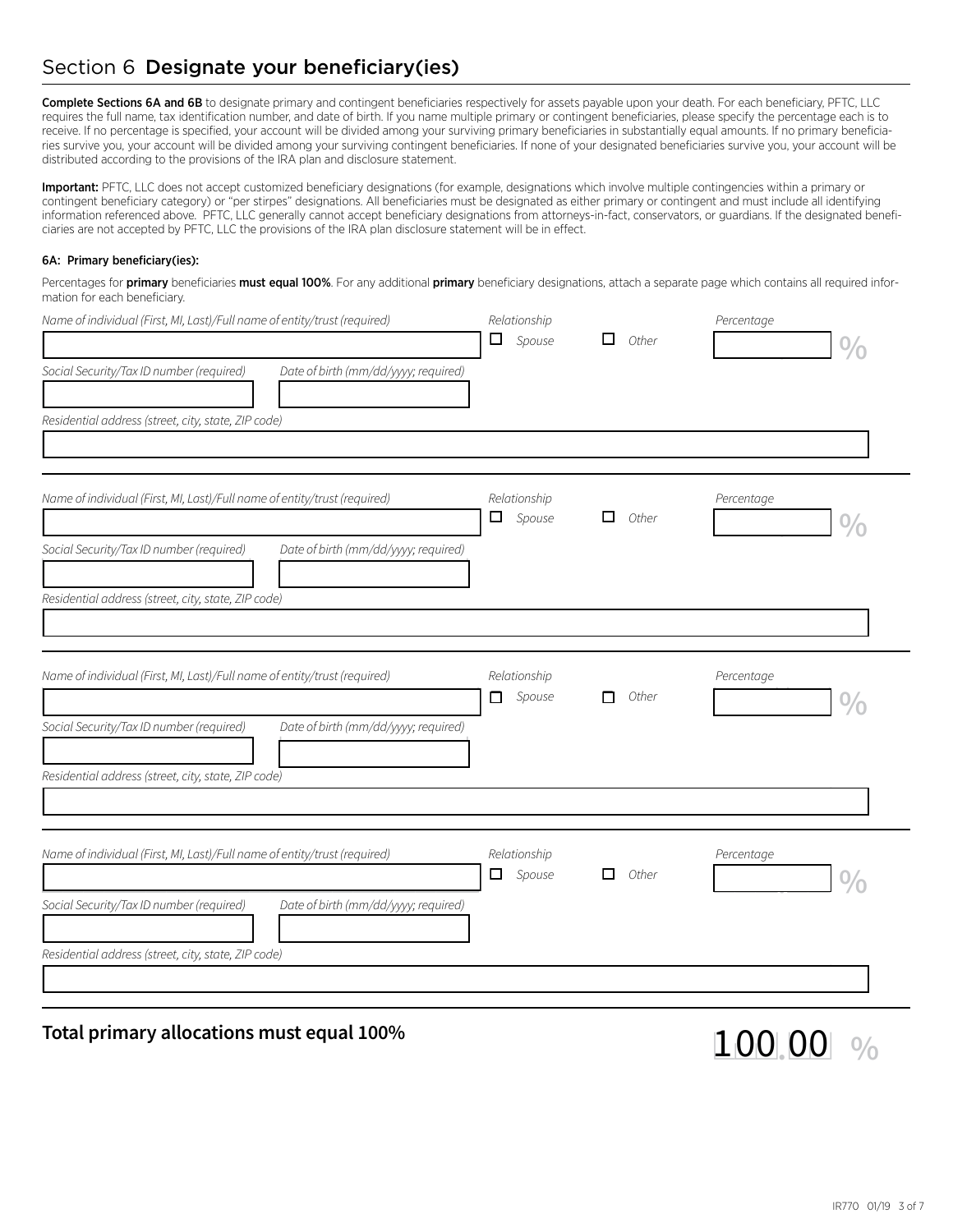## Section 6 **Designate your beneficiary(ies)**

**Complete Sections 6A and 6B** to designate primary and contingent beneficiaries respectively for assets payable upon your death. For each beneficiary, PFTC, LLC requires the full name, tax identification number, and date of birth. If you name multiple primary or contingent beneficiaries, please specify the percentage each is to receive. If no percentage is specified, your account will be divided among your surviving primary beneficiaries in substantially equal amounts. If no primary beneficiaries survive you, your account will be divided among your surviving contingent beneficiaries. If none of your designated beneficiaries survive you, your account will be distributed according to the provisions of the IRA plan and disclosure statement.

**Important:** PFTC, LLC does not accept customized beneficiary designations (for example, designations which involve multiple contingencies within a primary or contingent beneficiary category) or "per stirpes" designations. All beneficiaries must be designated as either primary or contingent and must include all identifying information referenced above. PFTC, LLC generally cannot accept beneficiary designations from attorneys-in-fact, conservators, or guardians. If the designated beneficiaries are not accepted by PFTC, LLC the provisions of the IRA plan disclosure statement will be in effect.

**6A: Primary beneficiary(ies):**

Percentages for **primary** beneficiaries **must equal 100%**. For any additional **primary** beneficiary designations, attach a separate page which contains all required information for each beneficiary.

*Name of individual (First, MI, Last)/Full name of entity/trust (required)* ______ *Relationship* ☐ *Spouse* ☐ *Other* *Percentage* ______ %

*Social Security/Tax ID number (required)* ______ *Date of birth (mm/dd/yyyy; required)* ______

*Residential address (street, city, state, ZIP code)* ______

---

*Name of individual (First, MI, Last)/Full name of entity/trust (required)* ______ *Relationship* ☐ *Spouse* ☐ *Other* *Percentage* ______ %

*Social Security/Tax ID number (required)* ______ *Date of birth (mm/dd/yyyy; required)* ______

*Residential address (street, city, state, ZIP code)* ______

---

*Name of individual (First, MI, Last)/Full name of entity/trust (required)* ______ *Relationship* ☐ *Spouse* ☐ *Other* *Percentage* ______ %

*Social Security/Tax ID number (required)* ______ *Date of birth (mm/dd/yyyy; required)* ______

*Residential address (street, city, state, ZIP code)* ______

---

*Name of individual (First, MI, Last)/Full name of entity/trust (required)* ______ *Relationship* ☐ *Spouse* ☐ *Other* *Percentage* ______ %

*Social Security/Tax ID number (required)* ______ *Date of birth (mm/dd/yyyy; required)* ______

*Residential address (street, city, state, ZIP code)* ______

---

**Total primary allocations must equal 100%** 100.00 %

IR770 01/19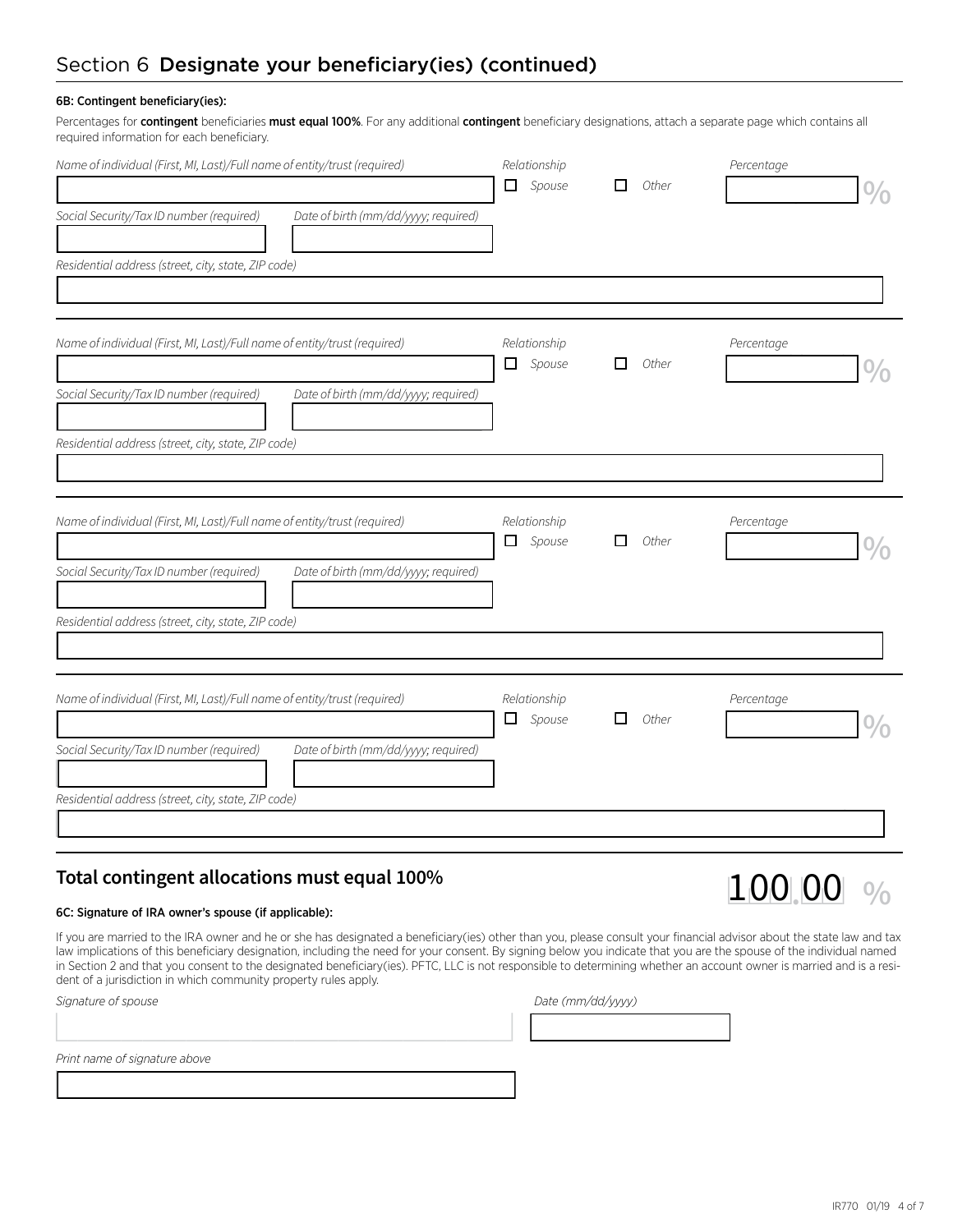## Section 6 **Designate your beneficiary(ies) (continued)**

**6B: Contingent beneficiary(ies):**

Percentages for **contingent** beneficiaries **must equal 100%**. For any additional **contingent** beneficiary designations, attach a separate page which contains all required information for each beneficiary.

*Name of individual (First, MI, Last)/Full name of entity/trust (required)* | *Relationship* ☐ *Spouse* ☐ *Other* | *Percentage* %

*Social Security/Tax ID number (required)* | *Date of birth (mm/dd/yyyy; required)*

*Residential address (street, city, state, ZIP code)*

---

*Name of individual (First, MI, Last)/Full name of entity/trust (required)* | *Relationship* ☐ *Spouse* ☐ *Other* | *Percentage* %

*Social Security/Tax ID number (required)* | *Date of birth (mm/dd/yyyy; required)*

*Residential address (street, city, state, ZIP code)*

---

*Name of individual (First, MI, Last)/Full name of entity/trust (required)* | *Relationship* ☐ *Spouse* ☐ *Other* | *Percentage* %

*Social Security/Tax ID number (required)* | *Date of birth (mm/dd/yyyy; required)*

*Residential address (street, city, state, ZIP code)*

---

*Name of individual (First, MI, Last)/Full name of entity/trust (required)* | *Relationship* ☐ *Spouse* ☐ *Other* | *Percentage* %

*Social Security/Tax ID number (required)* | *Date of birth (mm/dd/yyyy; required)*

*Residential address (street, city, state, ZIP code)*

---

### Total contingent allocations must equal 100%

100.00 %

**6C: Signature of IRA owner's spouse (if applicable):**

If you are married to the IRA owner and he or she has designated a beneficiary(ies) other than you, please consult your financial advisor about the state law and tax law implications of this beneficiary designation, including the need for your consent. By signing below you indicate that you are the spouse of the individual named in Section 2 and that you consent to the designated beneficiary(ies). PFTC, LLC is not responsible to determining whether an account owner is married and is a resident of a jurisdiction in which community property rules apply.

*Signature of spouse* | *Date (mm/dd/yyyy)*

*Print name of signature above*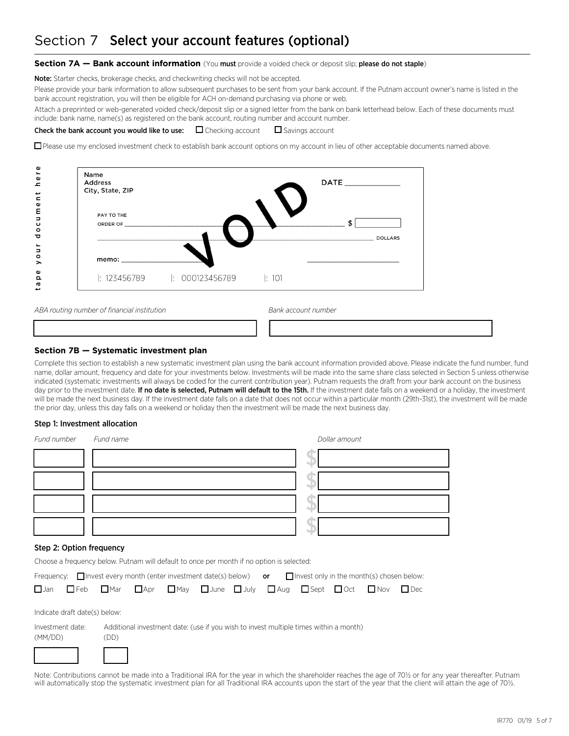# Section 7 Select your account features (optional)

**Section 7A — Bank account information** (You **must** provide a voided check or deposit slip; **please do not staple**)

**Note:** Starter checks, brokerage checks, and checkwriting checks will not be accepted.

Please provide your bank information to allow subsequent purchases to be sent from your bank account. If the Putnam account owner's name is listed in the bank account registration, you will then be eligible for ACH on-demand purchasing via phone or web.

Attach a preprinted or web-generated voided check/deposit slip or a signed letter from the bank on bank letterhead below. Each of these documents must include: bank name, name(s) as registered on the bank account, routing number and account number.

**Check the bank account you would like to use:** ☐ Checking account ☐ Savings account

☐ Please use my enclosed investment check to establish bank account options on my account in lieu of other acceptable documents named above.

tape your document here

Name
Address
City, State, ZIP

DATE ____________

PAY TO THE ORDER OF ____________ $ ______

____________ DOLLARS

memo: ____________

VOID

|: 123456789 |: 000123456789 |: 101

*ABA routing number of financial institution* ____________

*Bank account number* ____________

**Section 7B — Systematic investment plan**

Complete this section to establish a new systematic investment plan using the bank account information provided above. Please indicate the fund number, fund name, dollar amount, frequency and date for your investments below. Investments will be made into the same share class selected in Section 5 unless otherwise indicated (systematic investments will always be coded for the current contribution year). Putnam requests the draft from your bank account on the business day prior to the investment date. **If no date is selected, Putnam will default to the 15th.** If the investment date falls on a weekend or a holiday, the investment will be made the next business day. If the investment date falls on a date that does not occur within a particular month (29th-31st), the investment will be made the prior day, unless this day falls on a weekend or holiday then the investment will be made the next business day.

**Step 1: Investment allocation**

| *Fund number* | *Fund name* | *Dollar amount* |
|---|---|---|
| | | $ |
| | | $ |
| | | $ |
| | | $ |

**Step 2: Option frequency**

Choose a frequency below. Putnam will default to once per month if no option is selected:

Frequency: ☐ Invest every month (enter investment date(s) below) **or** ☐ Invest only in the month(s) chosen below:

☐ Jan ☐ Feb ☐ Mar ☐ Apr ☐ May ☐ June ☐ July ☐ Aug ☐ Sept ☐ Oct ☐ Nov ☐ Dec

Indicate draft date(s) below:

Investment date: (MM/DD) ____________

Additional investment date: (use if you wish to invest multiple times within a month) (DD) ______

Note: Contributions cannot be made into a Traditional IRA for the year in which the shareholder reaches the age of 70½ or for any year thereafter. Putnam will automatically stop the systematic investment plan for all Traditional IRA accounts upon the start of the year that the client will attain the age of 70½.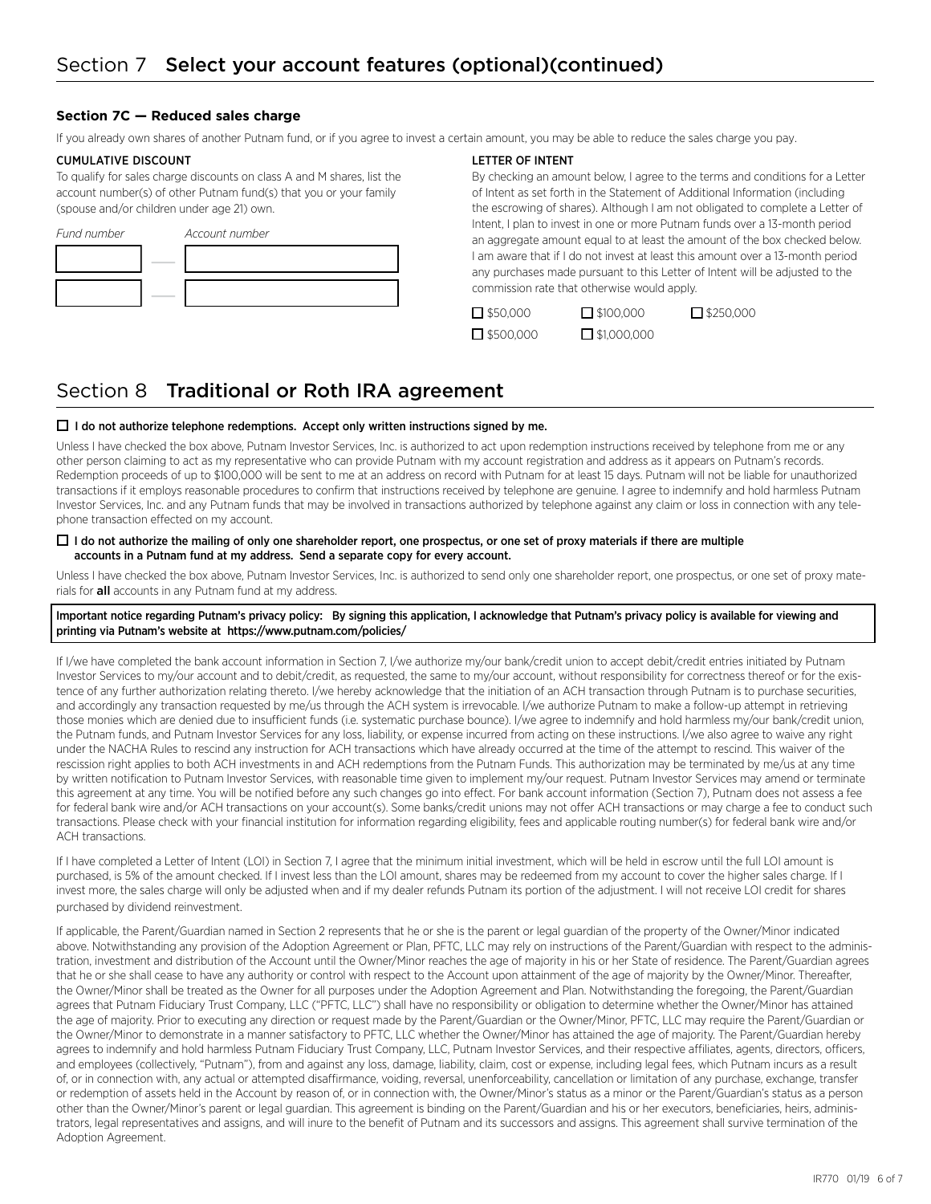# Section 7 Select your account features (optional)(continued)

### Section 7C — Reduced sales charge

If you already own shares of another Putnam fund, or if you agree to invest a certain amount, you may be able to reduce the sales charge you pay.

**CUMULATIVE DISCOUNT**

To qualify for sales charge discounts on class A and M shares, list the account number(s) of other Putnam fund(s) that you or your family (spouse and/or children under age 21) own.

| *Fund number* | *Account number* |
|---|---|
| | |
| | |

**LETTER OF INTENT**

By checking an amount below, I agree to the terms and conditions for a Letter of Intent as set forth in the Statement of Additional Information (including the escrowing of shares). Although I am not obligated to complete a Letter of Intent, I plan to invest in one or more Putnam funds over a 13-month period an aggregate amount equal to at least the amount of the box checked below. I am aware that if I do not invest at least this amount over a 13-month period any purchases made pursuant to this Letter of Intent will be adjusted to the commission rate that otherwise would apply.

☐ $50,000 ☐ $100,000 ☐ $250,000

☐ $500,000 ☐ $1,000,000

# Section 8 Traditional or Roth IRA agreement

☐ **I do not authorize telephone redemptions. Accept only written instructions signed by me.**

Unless I have checked the box above, Putnam Investor Services, Inc. is authorized to act upon redemption instructions received by telephone from me or any other person claiming to act as my representative who can provide Putnam with my account registration and address as it appears on Putnam's records. Redemption proceeds of up to $100,000 will be sent to me at an address on record with Putnam for at least 15 days. Putnam will not be liable for unauthorized transactions if it employs reasonable procedures to confirm that instructions received by telephone are genuine. I agree to indemnify and hold harmless Putnam Investor Services, Inc. and any Putnam funds that may be involved in transactions authorized by telephone against any claim or loss in connection with any telephone transaction effected on my account.

☐ **I do not authorize the mailing of only one shareholder report, one prospectus, or one set of proxy materials if there are multiple accounts in a Putnam fund at my address. Send a separate copy for every account.**

Unless I have checked the box above, Putnam Investor Services, Inc. is authorized to send only one shareholder report, one prospectus, or one set of proxy materials for **all** accounts in any Putnam fund at my address.

**Important notice regarding Putnam's privacy policy: By signing this application, I acknowledge that Putnam's privacy policy is available for viewing and printing via Putnam's website at https://www.putnam.com/policies/**

If I/we have completed the bank account information in Section 7, I/we authorize my/our bank/credit union to accept debit/credit entries initiated by Putnam Investor Services to my/our account and to debit/credit, as requested, the same to my/our account, without responsibility for correctness thereof or for the existence of any further authorization relating thereto. I/we hereby acknowledge that the initiation of an ACH transaction through Putnam is to purchase securities, and accordingly any transaction requested by me/us through the ACH system is irrevocable. I/we authorize Putnam to make a follow-up attempt in retrieving those monies which are denied due to insufficient funds (i.e. systematic purchase bounce). I/we agree to indemnify and hold harmless my/our bank/credit union, the Putnam funds, and Putnam Investor Services for any loss, liability, or expense incurred from acting on these instructions. I/we also agree to waive any right under the NACHA Rules to rescind any instruction for ACH transactions which have already occurred at the time of the attempt to rescind. This waiver of the rescission right applies to both ACH investments in and ACH redemptions from the Putnam Funds. This authorization may be terminated by me/us at any time by written notification to Putnam Investor Services, with reasonable time given to implement my/our request. Putnam Investor Services may amend or terminate this agreement at any time. You will be notified before any such changes go into effect. For bank account information (Section 7), Putnam does not assess a fee for federal bank wire and/or ACH transactions on your account(s). Some banks/credit unions may not offer ACH transactions or may charge a fee to conduct such transactions. Please check with your financial institution for information regarding eligibility, fees and applicable routing number(s) for federal bank wire and/or ACH transactions.

If I have completed a Letter of Intent (LOI) in Section 7, I agree that the minimum initial investment, which will be held in escrow until the full LOI amount is purchased, is 5% of the amount checked. If I invest less than the LOI amount, shares may be redeemed from my account to cover the higher sales charge. If I invest more, the sales charge will only be adjusted when and if my dealer refunds Putnam its portion of the adjustment. I will not receive LOI credit for shares purchased by dividend reinvestment.

If applicable, the Parent/Guardian named in Section 2 represents that he or she is the parent or legal guardian of the property of the Owner/Minor indicated above. Notwithstanding any provision of the Adoption Agreement or Plan, PFTC, LLC may rely on instructions of the Parent/Guardian with respect to the administration, investment and distribution of the Account until the Owner/Minor reaches the age of majority in his or her State of residence. The Parent/Guardian agrees that he or she shall cease to have any authority or control with respect to the Account upon attainment of the age of majority by the Owner/Minor. Thereafter, the Owner/Minor shall be treated as the Owner for all purposes under the Adoption Agreement and Plan. Notwithstanding the foregoing, the Parent/Guardian agrees that Putnam Fiduciary Trust Company, LLC ("PFTC, LLC") shall have no responsibility or obligation to determine whether the Owner/Minor has attained the age of majority. Prior to executing any direction or request made by the Parent/Guardian or the Owner/Minor, PFTC, LLC may require the Parent/Guardian or the Owner/Minor to demonstrate in a manner satisfactory to PFTC, LLC whether the Owner/Minor has attained the age of majority. The Parent/Guardian hereby agrees to indemnify and hold harmless Putnam Fiduciary Trust Company, LLC, Putnam Investor Services, and their respective affiliates, agents, directors, officers, and employees (collectively, "Putnam"), from and against any loss, damage, liability, claim, cost or expense, including legal fees, which Putnam incurs as a result of, or in connection with, any actual or attempted disaffirmance, voiding, reversal, unenforceability, cancellation or limitation of any purchase, exchange, transfer or redemption of assets held in the Account by reason of, or in connection with, the Owner/Minor's status as a minor or the Parent/Guardian's status as a person other than the Owner/Minor's parent or legal guardian. This agreement is binding on the Parent/Guardian and his or her executors, beneficiaries, heirs, administrators, legal representatives and assigns, and will inure to the benefit of Putnam and its successors and assigns. This agreement shall survive termination of the Adoption Agreement.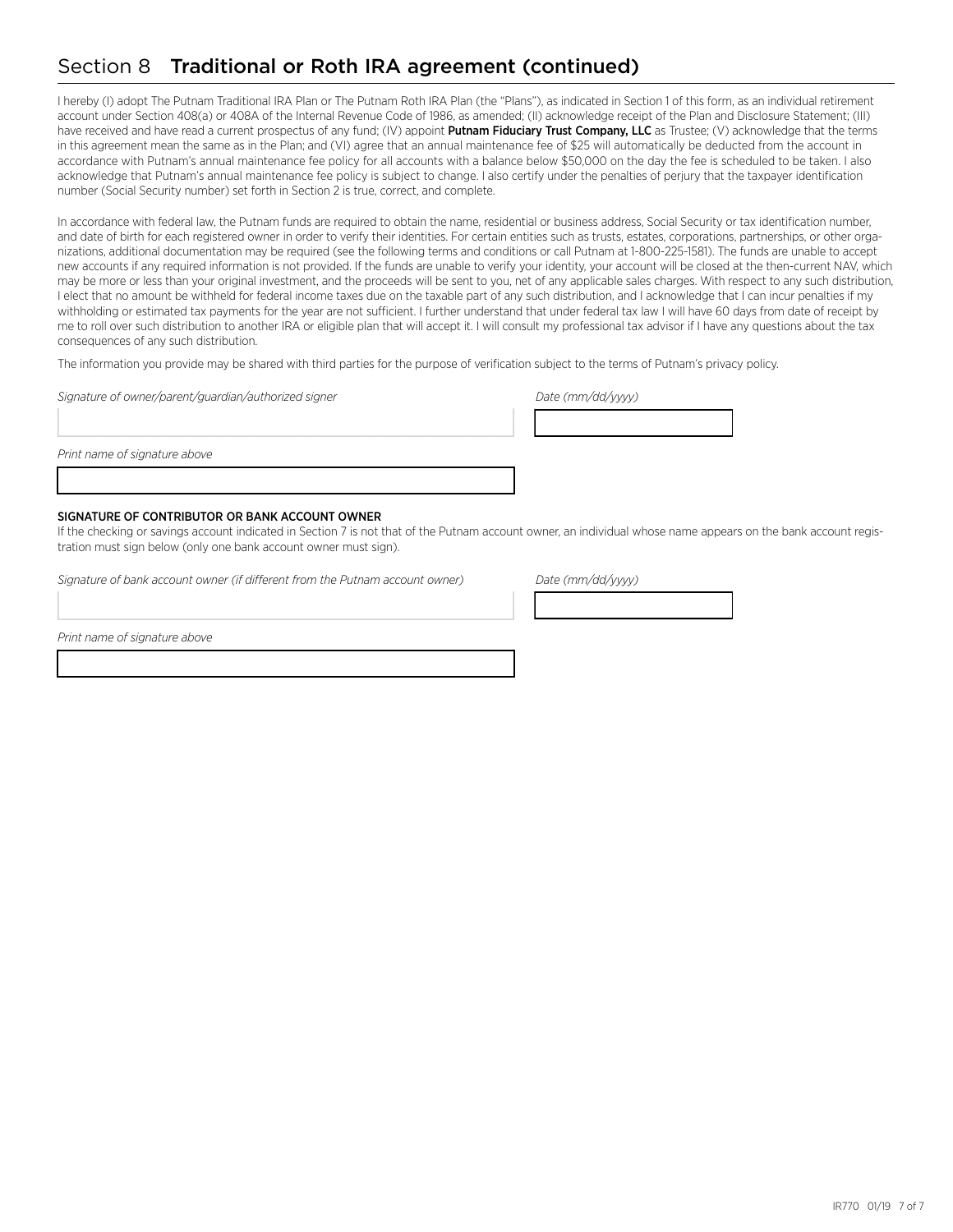## Section 8 **Traditional or Roth IRA agreement (continued)**

I hereby (I) adopt The Putnam Traditional IRA Plan or The Putnam Roth IRA Plan (the "Plans"), as indicated in Section 1 of this form, as an individual retirement account under Section 408(a) or 408A of the Internal Revenue Code of 1986, as amended; (II) acknowledge receipt of the Plan and Disclosure Statement; (III) have received and have read a current prospectus of any fund; (IV) appoint **Putnam Fiduciary Trust Company, LLC** as Trustee; (V) acknowledge that the terms in this agreement mean the same as in the Plan; and (VI) agree that an annual maintenance fee of $25 will automatically be deducted from the account in accordance with Putnam's annual maintenance fee policy for all accounts with a balance below $50,000 on the day the fee is scheduled to be taken. I also acknowledge that Putnam's annual maintenance fee policy is subject to change. I also certify under the penalties of perjury that the taxpayer identification number (Social Security number) set forth in Section 2 is true, correct, and complete.

In accordance with federal law, the Putnam funds are required to obtain the name, residential or business address, Social Security or tax identification number, and date of birth for each registered owner in order to verify their identities. For certain entities such as trusts, estates, corporations, partnerships, or other organizations, additional documentation may be required (see the following terms and conditions or call Putnam at 1-800-225-1581). The funds are unable to accept new accounts if any required information is not provided. If the funds are unable to verify your identity, your account will be closed at the then-current NAV, which may be more or less than your original investment, and the proceeds will be sent to you, net of any applicable sales charges. With respect to any such distribution, I elect that no amount be withheld for federal income taxes due on the taxable part of any such distribution, and I acknowledge that I can incur penalties if my withholding or estimated tax payments for the year are not sufficient. I further understand that under federal tax law I will have 60 days from date of receipt by me to roll over such distribution to another IRA or eligible plan that will accept it. I will consult my professional tax advisor if I have any questions about the tax consequences of any such distribution.

The information you provide may be shared with third parties for the purpose of verification subject to the terms of Putnam's privacy policy.

*Signature of owner/parent/guardian/authorized signer* _______________ *Date (mm/dd/yyyy)* _______________

*Print name of signature above* _______________

**SIGNATURE OF CONTRIBUTOR OR BANK ACCOUNT OWNER**

If the checking or savings account indicated in Section 7 is not that of the Putnam account owner, an individual whose name appears on the bank account registration must sign below (only one bank account owner must sign).

*Signature of bank account owner (if different from the Putnam account owner)* _______________ *Date (mm/dd/yyyy)* _______________

*Print name of signature above* _______________

IR770 01/19